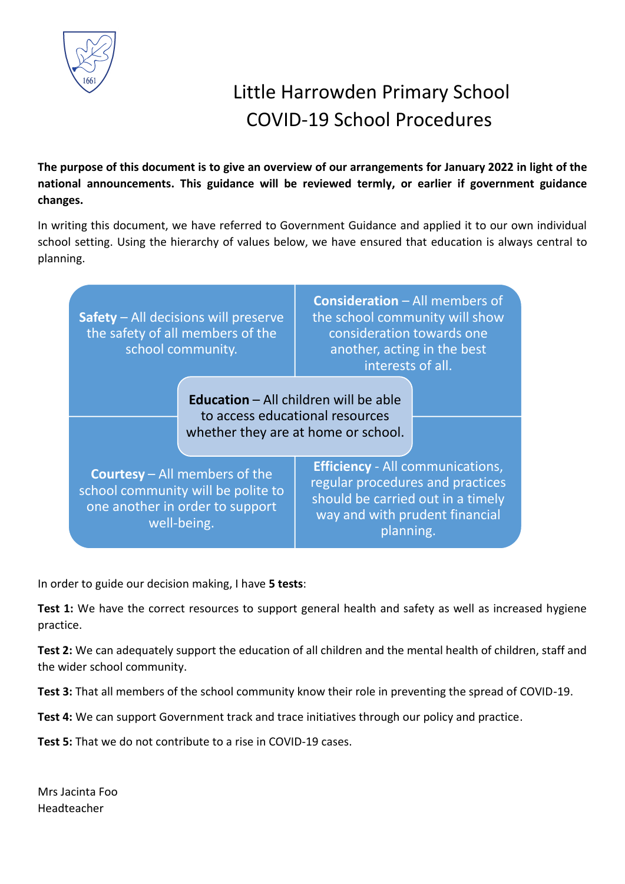# Little Harrowden Primary School
# COVID-19 School Procedures

**The purpose of this document is to give an overview of our arrangements for January 2022 in light of the national announcements. This guidance will be reviewed termly, or earlier if government guidance changes.**

In writing this document, we have referred to Government Guidance and applied it to our own individual school setting. Using the hierarchy of values below, we have ensured that education is always central to planning.

**Safety** – All decisions will preserve the safety of all members of the school community.

**Consideration** – All members of the school community will show consideration towards one another, acting in the best interests of all.

**Education** – All children will be able to access educational resources whether they are at home or school.

**Courtesy** – All members of the school community will be polite to one another in order to support well-being.

**Efficiency** - All communications, regular procedures and practices should be carried out in a timely way and with prudent financial planning.

In order to guide our decision making, I have **5 tests**:

**Test 1:** We have the correct resources to support general health and safety as well as increased hygiene practice.

**Test 2:** We can adequately support the education of all children and the mental health of children, staff and the wider school community.

**Test 3:** That all members of the school community know their role in preventing the spread of COVID-19.

**Test 4:** We can support Government track and trace initiatives through our policy and practice.

**Test 5:** That we do not contribute to a rise in COVID-19 cases.

Mrs Jacinta Foo
Headteacher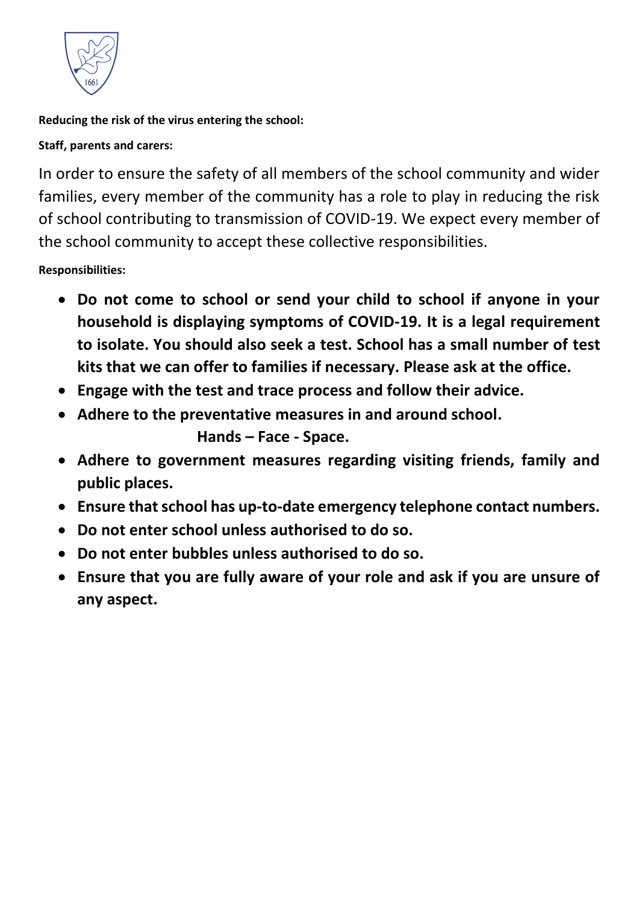**Reducing the risk of the virus entering the school:**

**Staff, parents and carers:**

In order to ensure the safety of all members of the school community and wider families, every member of the community has a role to play in reducing the risk of school contributing to transmission of COVID-19. We expect every member of the school community to accept these collective responsibilities.

**Responsibilities:**

- **Do not come to school or send your child to school if anyone in your household is displaying symptoms of COVID-19. It is a legal requirement to isolate. You should also seek a test. School has a small number of test kits that we can offer to families if necessary. Please ask at the office.**
- **Engage with the test and trace process and follow their advice.**
- **Adhere to the preventative measures in and around school.**
  **Hands – Face - Space.**
- **Adhere to government measures regarding visiting friends, family and public places.**
- **Ensure that school has up-to-date emergency telephone contact numbers.**
- **Do not enter school unless authorised to do so.**
- **Do not enter bubbles unless authorised to do so.**
- **Ensure that you are fully aware of your role and ask if you are unsure of any aspect.**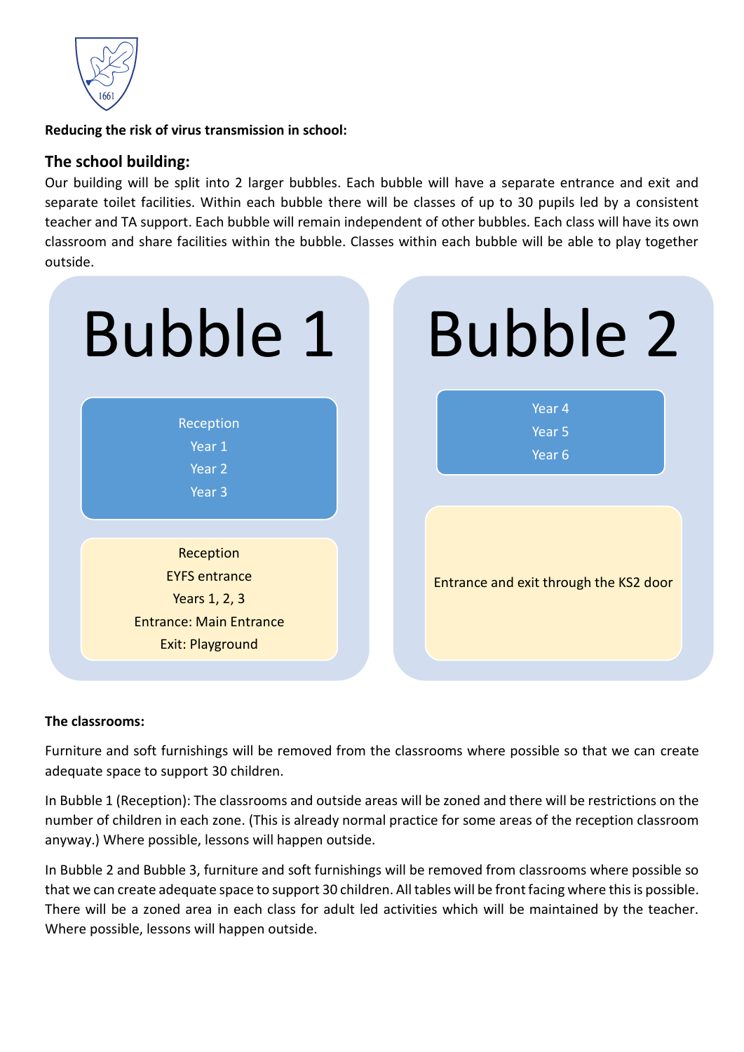**Reducing the risk of virus transmission in school:**

## The school building:

Our building will be split into 2 larger bubbles. Each bubble will have a separate entrance and exit and separate toilet facilities. Within each bubble there will be classes of up to 30 pupils led by a consistent teacher and TA support. Each bubble will remain independent of other bubbles. Each class will have its own classroom and share facilities within the bubble. Classes within each bubble will be able to play together outside.

| Bubble 1 | Bubble 2 |
| --- | --- |
| Reception<br>Year 1<br>Year 2<br>Year 3 | Year 4<br>Year 5<br>Year 6 |
| Reception<br>EYFS entrance<br>Years 1, 2, 3<br>Entrance: Main Entrance<br>Exit: Playground | Entrance and exit through the KS2 door |

**The classrooms:**

Furniture and soft furnishings will be removed from the classrooms where possible so that we can create adequate space to support 30 children.

In Bubble 1 (Reception): The classrooms and outside areas will be zoned and there will be restrictions on the number of children in each zone. (This is already normal practice for some areas of the reception classroom anyway.) Where possible, lessons will happen outside.

In Bubble 2 and Bubble 3, furniture and soft furnishings will be removed from classrooms where possible so that we can create adequate space to support 30 children. All tables will be front facing where this is possible. There will be a zoned area in each class for adult led activities which will be maintained by the teacher. Where possible, lessons will happen outside.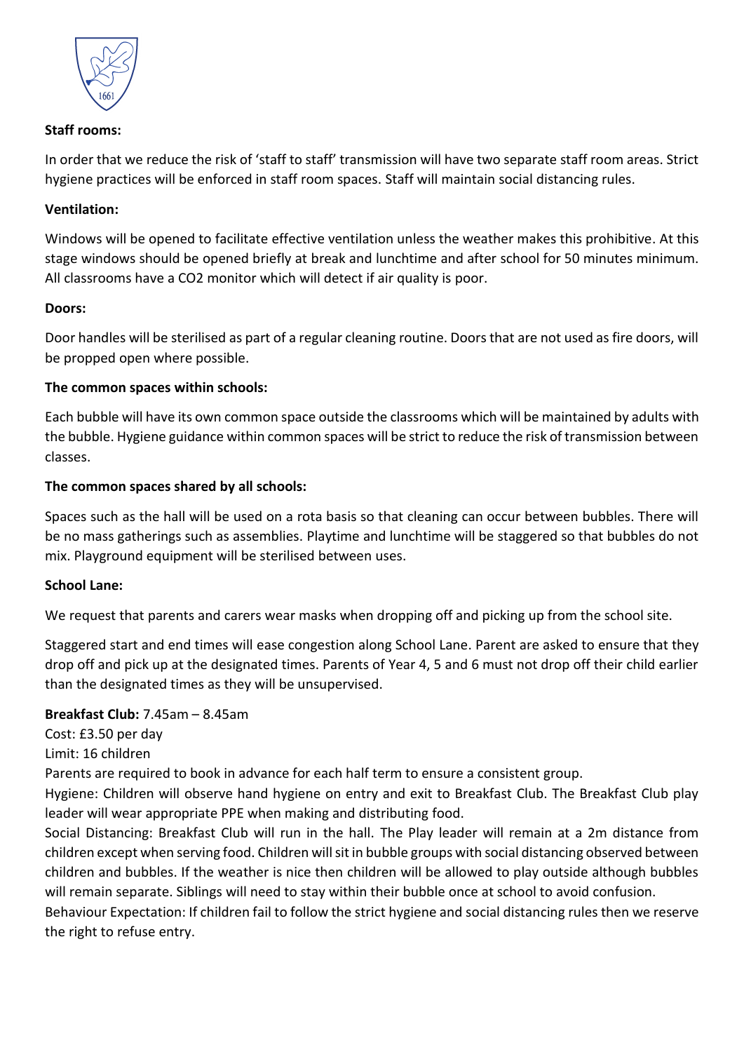**Staff rooms:**

In order that we reduce the risk of 'staff to staff' transmission will have two separate staff room areas. Strict hygiene practices will be enforced in staff room spaces. Staff will maintain social distancing rules.

**Ventilation:**

Windows will be opened to facilitate effective ventilation unless the weather makes this prohibitive. At this stage windows should be opened briefly at break and lunchtime and after school for 50 minutes minimum. All classrooms have a CO2 monitor which will detect if air quality is poor.

**Doors:**

Door handles will be sterilised as part of a regular cleaning routine. Doors that are not used as fire doors, will be propped open where possible.

**The common spaces within schools:**

Each bubble will have its own common space outside the classrooms which will be maintained by adults with the bubble. Hygiene guidance within common spaces will be strict to reduce the risk of transmission between classes.

**The common spaces shared by all schools:**

Spaces such as the hall will be used on a rota basis so that cleaning can occur between bubbles. There will be no mass gatherings such as assemblies. Playtime and lunchtime will be staggered so that bubbles do not mix. Playground equipment will be sterilised between uses.

**School Lane:**

We request that parents and carers wear masks when dropping off and picking up from the school site.

Staggered start and end times will ease congestion along School Lane. Parent are asked to ensure that they drop off and pick up at the designated times. Parents of Year 4, 5 and 6 must not drop off their child earlier than the designated times as they will be unsupervised.

**Breakfast Club:** 7.45am – 8.45am
Cost: £3.50 per day
Limit: 16 children
Parents are required to book in advance for each half term to ensure a consistent group.
Hygiene: Children will observe hand hygiene on entry and exit to Breakfast Club. The Breakfast Club play leader will wear appropriate PPE when making and distributing food.
Social Distancing: Breakfast Club will run in the hall. The Play leader will remain at a 2m distance from children except when serving food. Children will sit in bubble groups with social distancing observed between children and bubbles. If the weather is nice then children will be allowed to play outside although bubbles will remain separate. Siblings will need to stay within their bubble once at school to avoid confusion.
Behaviour Expectation: If children fail to follow the strict hygiene and social distancing rules then we reserve the right to refuse entry.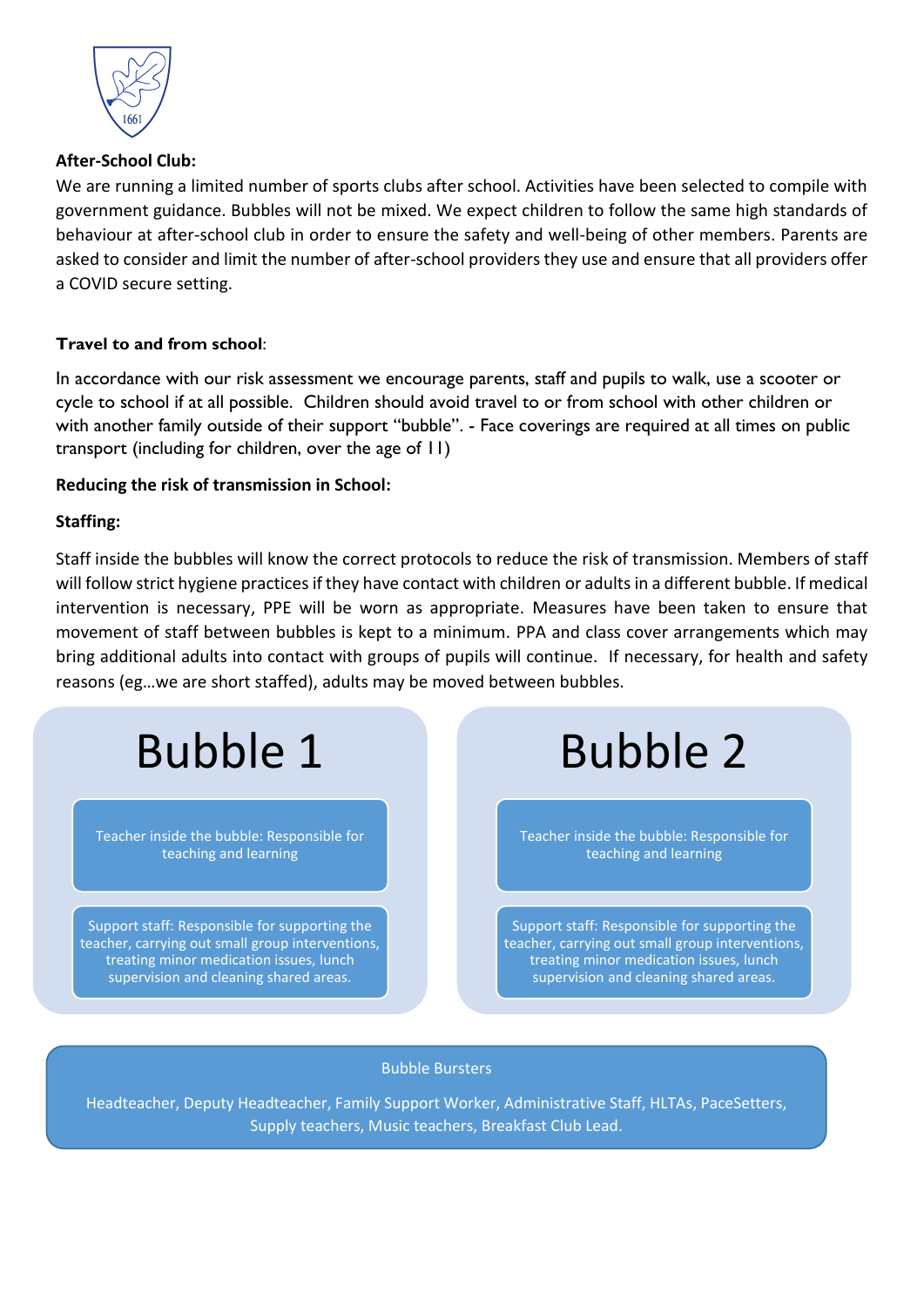**After-School Club:**

We are running a limited number of sports clubs after school. Activities have been selected to compile with government guidance. Bubbles will not be mixed. We expect children to follow the same high standards of behaviour at after-school club in order to ensure the safety and well-being of other members. Parents are asked to consider and limit the number of after-school providers they use and ensure that all providers offer a COVID secure setting.

**Travel to and from school**:

In accordance with our risk assessment we encourage parents, staff and pupils to walk, use a scooter or cycle to school if at all possible. Children should avoid travel to or from school with other children or with another family outside of their support "bubble". - Face coverings are required at all times on public transport (including for children, over the age of 11)

**Reducing the risk of transmission in School:**

**Staffing:**

Staff inside the bubbles will know the correct protocols to reduce the risk of transmission. Members of staff will follow strict hygiene practices if they have contact with children or adults in a different bubble. If medical intervention is necessary, PPE will be worn as appropriate. Measures have been taken to ensure that movement of staff between bubbles is kept to a minimum. PPA and class cover arrangements which may bring additional adults into contact with groups of pupils will continue. If necessary, for health and safety reasons (eg…we are short staffed), adults may be moved between bubbles.

## Bubble 1

- Teacher inside the bubble: Responsible for teaching and learning
- Support staff: Responsible for supporting the teacher, carrying out small group interventions, treating minor medication issues, lunch supervision and cleaning shared areas.

## Bubble 2

- Teacher inside the bubble: Responsible for teaching and learning
- Support staff: Responsible for supporting the teacher, carrying out small group interventions, treating minor medication issues, lunch supervision and cleaning shared areas.

**Bubble Bursters**

Headteacher, Deputy Headteacher, Family Support Worker, Administrative Staff, HLTAs, PaceSetters, Supply teachers, Music teachers, Breakfast Club Lead.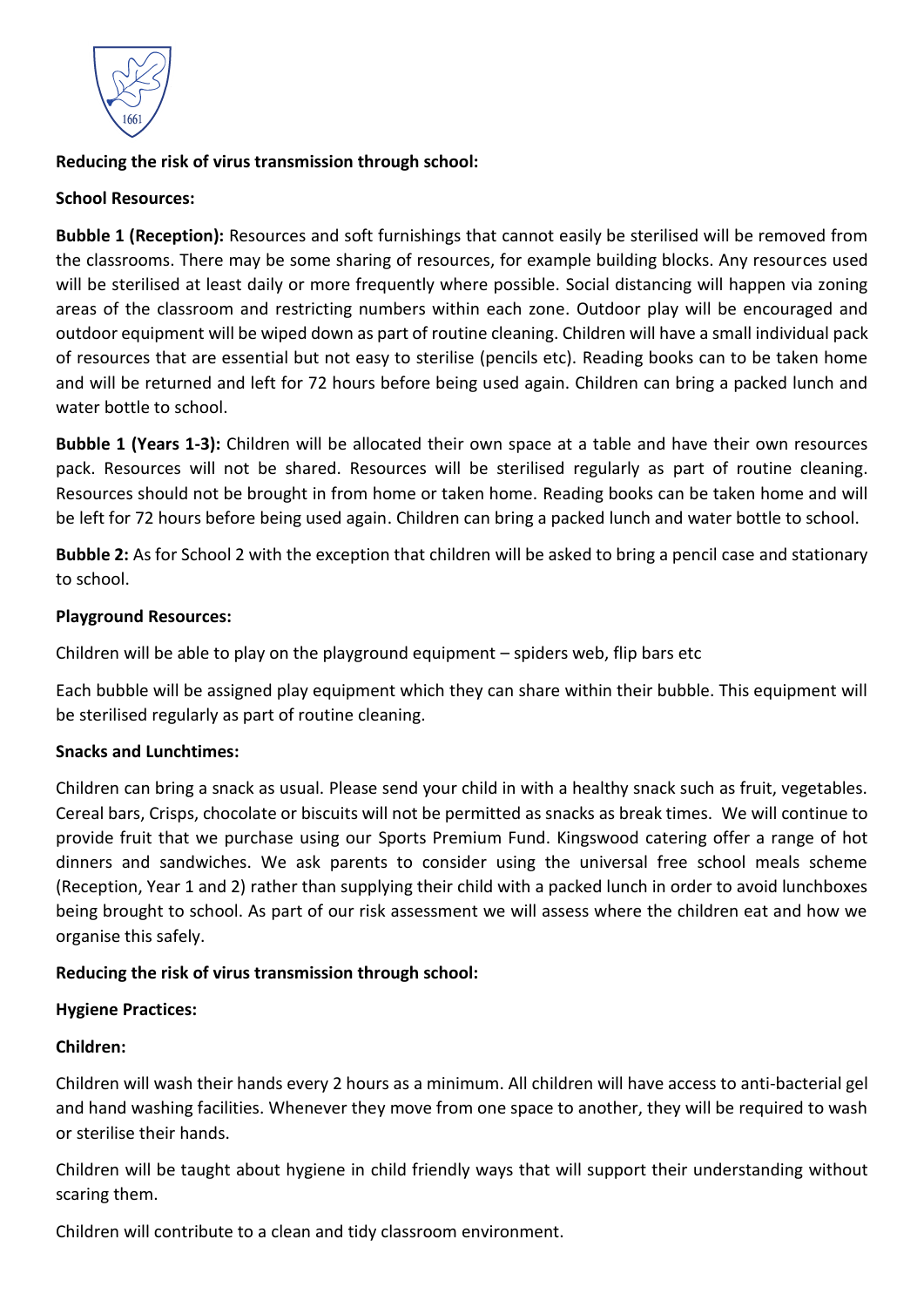**Reducing the risk of virus transmission through school:**

**School Resources:**

**Bubble 1 (Reception):** Resources and soft furnishings that cannot easily be sterilised will be removed from the classrooms. There may be some sharing of resources, for example building blocks. Any resources used will be sterilised at least daily or more frequently where possible. Social distancing will happen via zoning areas of the classroom and restricting numbers within each zone. Outdoor play will be encouraged and outdoor equipment will be wiped down as part of routine cleaning. Children will have a small individual pack of resources that are essential but not easy to sterilise (pencils etc). Reading books can to be taken home and will be returned and left for 72 hours before being used again. Children can bring a packed lunch and water bottle to school.

**Bubble 1 (Years 1-3):** Children will be allocated their own space at a table and have their own resources pack. Resources will not be shared. Resources will be sterilised regularly as part of routine cleaning. Resources should not be brought in from home or taken home. Reading books can be taken home and will be left for 72 hours before being used again. Children can bring a packed lunch and water bottle to school.

**Bubble 2:** As for School 2 with the exception that children will be asked to bring a pencil case and stationary to school.

**Playground Resources:**

Children will be able to play on the playground equipment – spiders web, flip bars etc

Each bubble will be assigned play equipment which they can share within their bubble. This equipment will be sterilised regularly as part of routine cleaning.

**Snacks and Lunchtimes:**

Children can bring a snack as usual. Please send your child in with a healthy snack such as fruit, vegetables. Cereal bars, Crisps, chocolate or biscuits will not be permitted as snacks as break times. We will continue to provide fruit that we purchase using our Sports Premium Fund. Kingswood catering offer a range of hot dinners and sandwiches. We ask parents to consider using the universal free school meals scheme (Reception, Year 1 and 2) rather than supplying their child with a packed lunch in order to avoid lunchboxes being brought to school. As part of our risk assessment we will assess where the children eat and how we organise this safely.

**Reducing the risk of virus transmission through school:**

**Hygiene Practices:**

**Children:**

Children will wash their hands every 2 hours as a minimum. All children will have access to anti-bacterial gel and hand washing facilities. Whenever they move from one space to another, they will be required to wash or sterilise their hands.

Children will be taught about hygiene in child friendly ways that will support their understanding without scaring them.

Children will contribute to a clean and tidy classroom environment.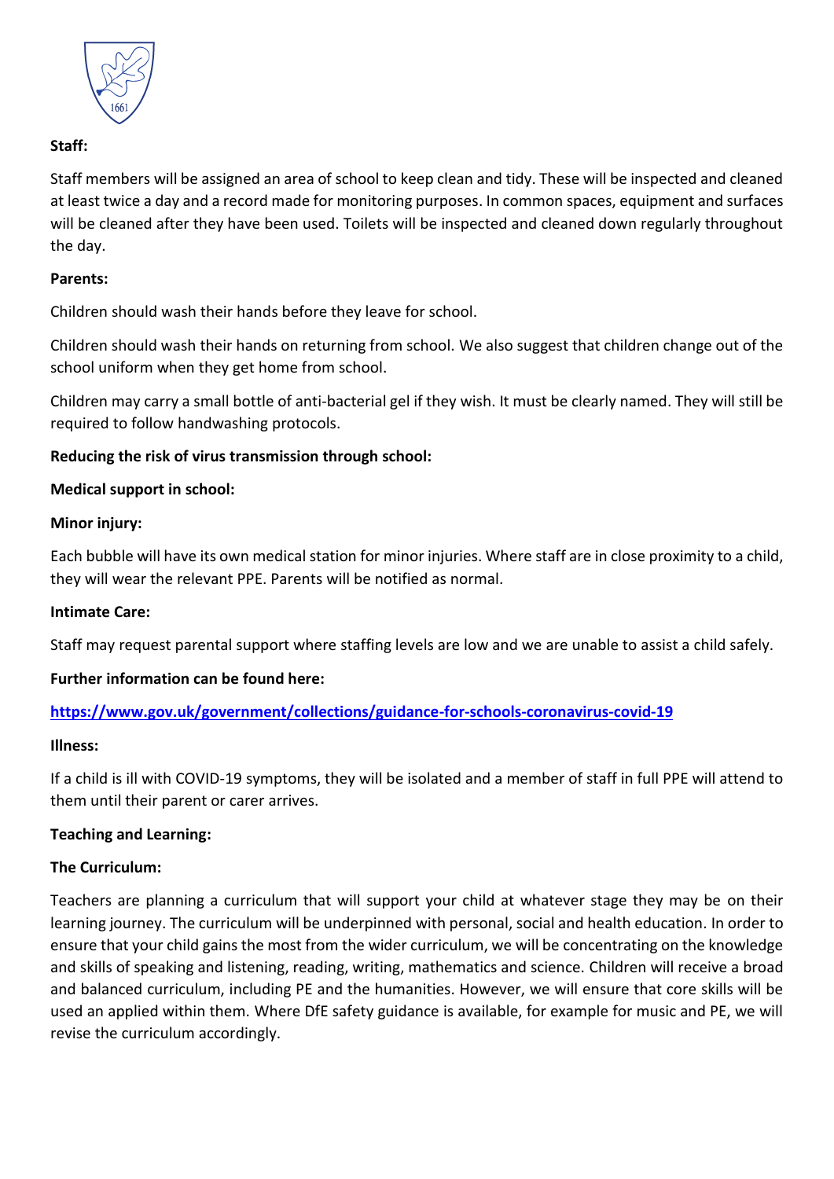**Staff:**

Staff members will be assigned an area of school to keep clean and tidy. These will be inspected and cleaned at least twice a day and a record made for monitoring purposes. In common spaces, equipment and surfaces will be cleaned after they have been used. Toilets will be inspected and cleaned down regularly throughout the day.

**Parents:**

Children should wash their hands before they leave for school.

Children should wash their hands on returning from school. We also suggest that children change out of the school uniform when they get home from school.

Children may carry a small bottle of anti-bacterial gel if they wish. It must be clearly named. They will still be required to follow handwashing protocols.

**Reducing the risk of virus transmission through school:**

**Medical support in school:**

**Minor injury:**

Each bubble will have its own medical station for minor injuries. Where staff are in close proximity to a child, they will wear the relevant PPE. Parents will be notified as normal.

**Intimate Care:**

Staff may request parental support where staffing levels are low and we are unable to assist a child safely.

**Further information can be found here:**

[https://www.gov.uk/government/collections/guidance-for-schools-coronavirus-covid-19](https://www.gov.uk/government/collections/guidance-for-schools-coronavirus-covid-19)

**Illness:**

If a child is ill with COVID-19 symptoms, they will be isolated and a member of staff in full PPE will attend to them until their parent or carer arrives.

**Teaching and Learning:**

**The Curriculum:**

Teachers are planning a curriculum that will support your child at whatever stage they may be on their learning journey. The curriculum will be underpinned with personal, social and health education. In order to ensure that your child gains the most from the wider curriculum, we will be concentrating on the knowledge and skills of speaking and listening, reading, writing, mathematics and science. Children will receive a broad and balanced curriculum, including PE and the humanities. However, we will ensure that core skills will be used an applied within them. Where DfE safety guidance is available, for example for music and PE, we will revise the curriculum accordingly.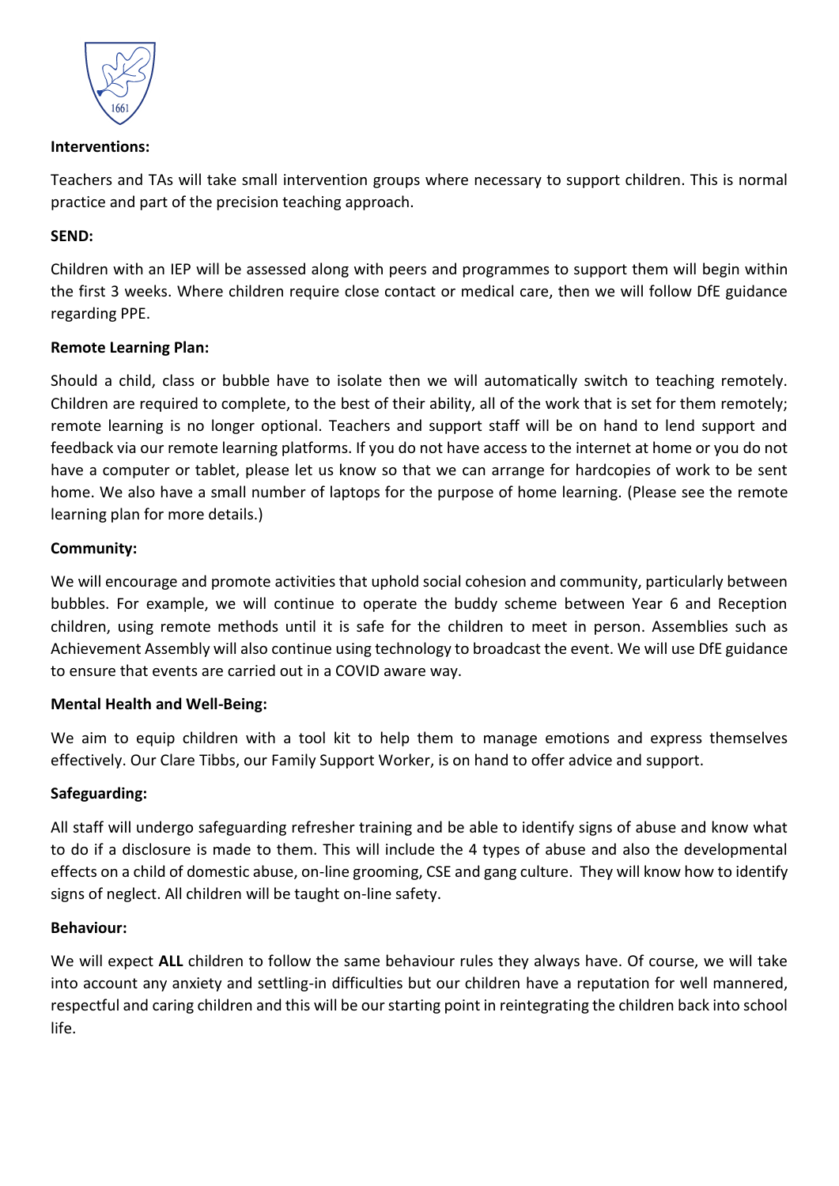**Interventions:**

Teachers and TAs will take small intervention groups where necessary to support children. This is normal practice and part of the precision teaching approach.

**SEND:**

Children with an IEP will be assessed along with peers and programmes to support them will begin within the first 3 weeks. Where children require close contact or medical care, then we will follow DfE guidance regarding PPE.

**Remote Learning Plan:**

Should a child, class or bubble have to isolate then we will automatically switch to teaching remotely. Children are required to complete, to the best of their ability, all of the work that is set for them remotely; remote learning is no longer optional. Teachers and support staff will be on hand to lend support and feedback via our remote learning platforms. If you do not have access to the internet at home or you do not have a computer or tablet, please let us know so that we can arrange for hardcopies of work to be sent home. We also have a small number of laptops for the purpose of home learning. (Please see the remote learning plan for more details.)

**Community:**

We will encourage and promote activities that uphold social cohesion and community, particularly between bubbles. For example, we will continue to operate the buddy scheme between Year 6 and Reception children, using remote methods until it is safe for the children to meet in person. Assemblies such as Achievement Assembly will also continue using technology to broadcast the event. We will use DfE guidance to ensure that events are carried out in a COVID aware way.

**Mental Health and Well-Being:**

We aim to equip children with a tool kit to help them to manage emotions and express themselves effectively. Our Clare Tibbs, our Family Support Worker, is on hand to offer advice and support.

**Safeguarding:**

All staff will undergo safeguarding refresher training and be able to identify signs of abuse and know what to do if a disclosure is made to them. This will include the 4 types of abuse and also the developmental effects on a child of domestic abuse, on-line grooming, CSE and gang culture. They will know how to identify signs of neglect. All children will be taught on-line safety.

**Behaviour:**

We will expect **ALL** children to follow the same behaviour rules they always have. Of course, we will take into account any anxiety and settling-in difficulties but our children have a reputation for well mannered, respectful and caring children and this will be our starting point in reintegrating the children back into school life.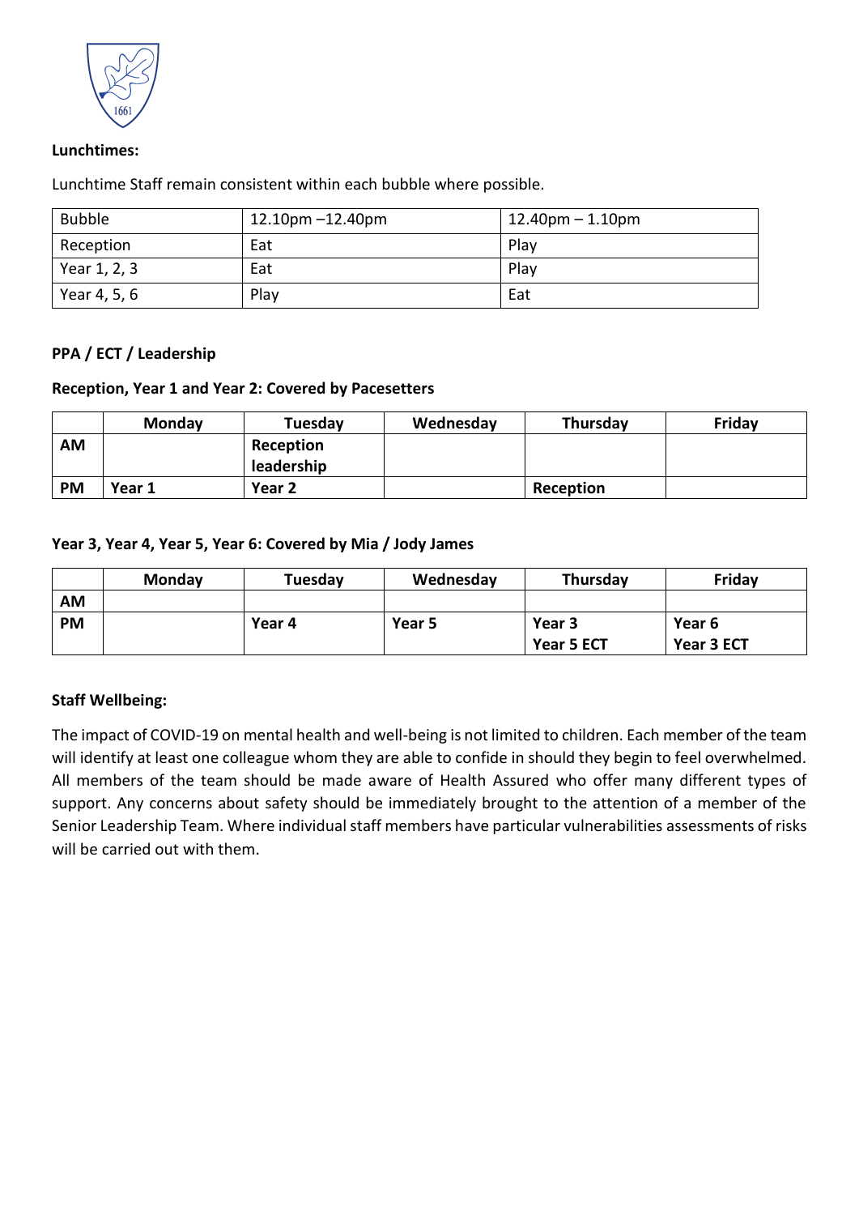**Lunchtimes:**

Lunchtime Staff remain consistent within each bubble where possible.

| Bubble | 12.10pm –12.40pm | 12.40pm – 1.10pm |
|---|---|---|
| Reception | Eat | Play |
| Year 1, 2, 3 | Eat | Play |
| Year 4, 5, 6 | Play | Eat |

**PPA / ECT / Leadership**

**Reception, Year 1 and Year 2: Covered by Pacesetters**

| | Monday | Tuesday | Wednesday | Thursday | Friday |
|---|---|---|---|---|---|
| **AM** | | **Reception leadership** | | | |
| **PM** | **Year 1** | **Year 2** | | **Reception** | |

**Year 3, Year 4, Year 5, Year 6: Covered by Mia / Jody James**

| | Monday | Tuesday | Wednesday | Thursday | Friday |
|---|---|---|---|---|---|
| **AM** | | | | | |
| **PM** | | **Year 4** | **Year 5** | **Year 3**<br>**Year 5 ECT** | **Year 6**<br>**Year 3 ECT** |

**Staff Wellbeing:**

The impact of COVID-19 on mental health and well-being is not limited to children. Each member of the team will identify at least one colleague whom they are able to confide in should they begin to feel overwhelmed. All members of the team should be made aware of Health Assured who offer many different types of support. Any concerns about safety should be immediately brought to the attention of a member of the Senior Leadership Team. Where individual staff members have particular vulnerabilities assessments of risks will be carried out with them.